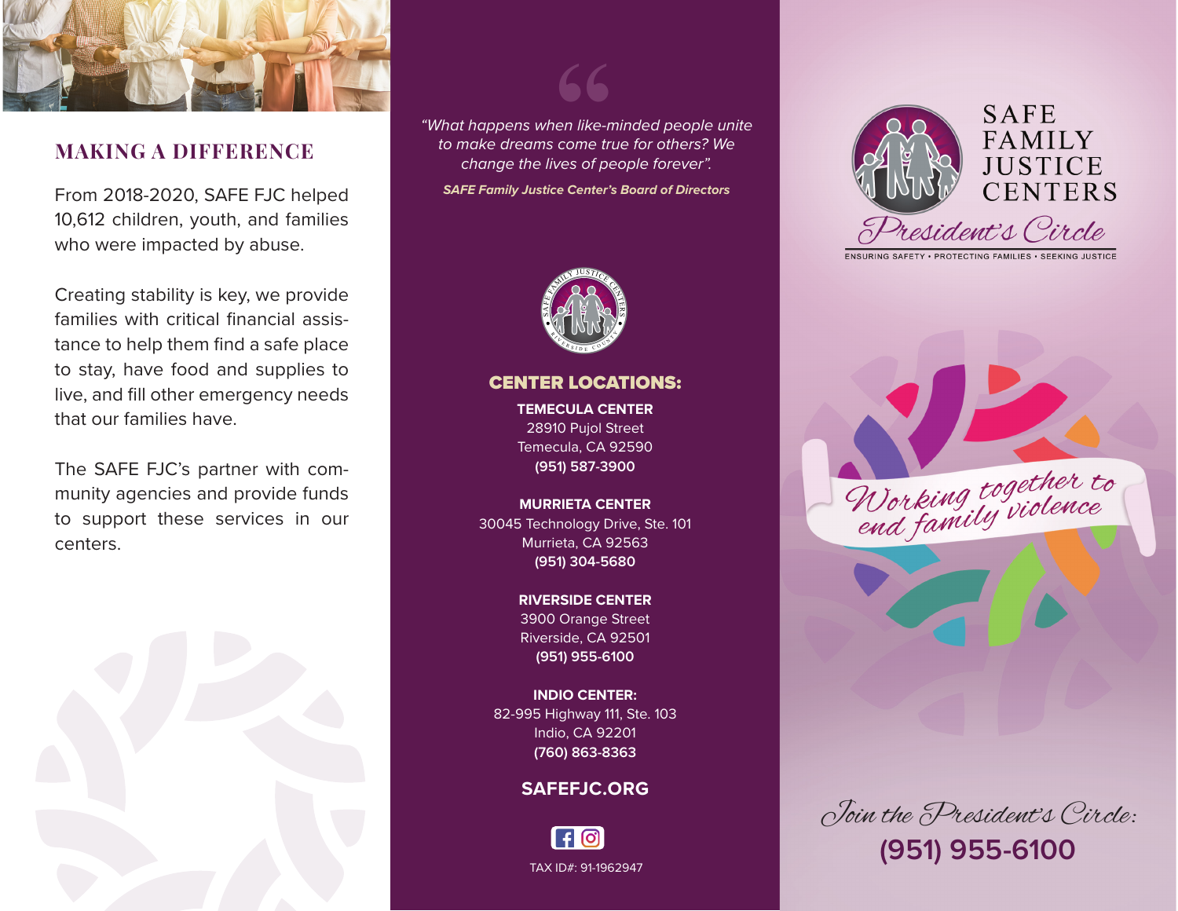## MAKING A DIFFERENCE

From 2018-2020, SAFE FJC helped 10,612 children, youth, and families who were impacted by abuse.

Creating stability is key, we provide families with critical financial assistance to help them find a safe place to stay, have food and supplies to live, and fill other emergency needs that our families have.

The SAFE FJC's partner with community agencies and provide funds to support these services in our centers.

*"What happens when like-minded people unite to make dreams come true for others? We change the lives of people forever".*

***SAFE Family Justice Center's Board of Directors***

SAFE FAMILY JUSTICE CENTERS RIVERSIDE COUNTY

## CENTER LOCATIONS:

**TEMECULA CENTER**
28910 Pujol Street
Temecula, CA 92590
**(951) 587-3900**

**MURRIETA CENTER**
30045 Technology Drive, Ste. 101
Murrieta, CA 92563
**(951) 304-5680**

**RIVERSIDE CENTER**
3900 Orange Street
Riverside, CA 92501
**(951) 955-6100**

**INDIO CENTER:**
82-995 Highway 111, Ste. 103
Indio, CA 92201
**(760) 863-8363**

**SAFEFJC.ORG**

TAX ID#: 91-1962947

# SAFE FAMILY JUSTICE CENTERS

## *President's Circle*

ENSURING SAFETY • PROTECTING FAMILIES • SEEKING JUSTICE

*Working together to end family violence*

*Join the President's Circle:*

**(951) 955-6100**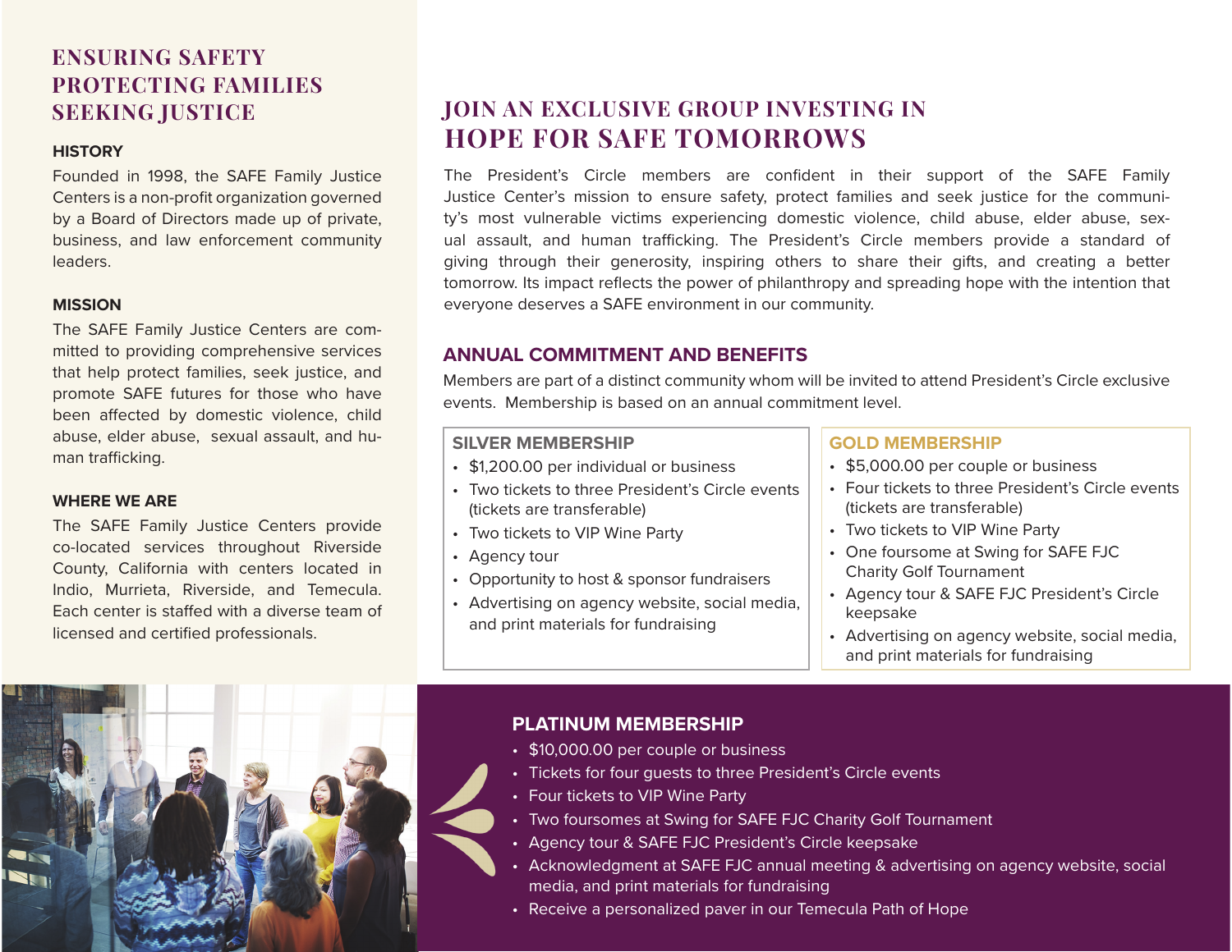# ENSURING SAFETY PROTECTING FAMILIES SEEKING JUSTICE

### HISTORY

Founded in 1998, the SAFE Family Justice Centers is a non-profit organization governed by a Board of Directors made up of private, business, and law enforcement community leaders.

### MISSION

The SAFE Family Justice Centers are committed to providing comprehensive services that help protect families, seek justice, and promote SAFE futures for those who have been affected by domestic violence, child abuse, elder abuse, sexual assault, and human trafficking.

### WHERE WE ARE

The SAFE Family Justice Centers provide co-located services throughout Riverside County, California with centers located in Indio, Murrieta, Riverside, and Temecula. Each center is staffed with a diverse team of licensed and certified professionals.

## JOIN AN EXCLUSIVE GROUP INVESTING IN HOPE FOR SAFE TOMORROWS

The President's Circle members are confident in their support of the SAFE Family Justice Center's mission to ensure safety, protect families and seek justice for the community's most vulnerable victims experiencing domestic violence, child abuse, elder abuse, sexual assault, and human trafficking. The President's Circle members provide a standard of giving through their generosity, inspiring others to share their gifts, and creating a better tomorrow. Its impact reflects the power of philanthropy and spreading hope with the intention that everyone deserves a SAFE environment in our community.

### ANNUAL COMMITMENT AND BENEFITS

Members are part of a distinct community whom will be invited to attend President's Circle exclusive events. Membership is based on an annual commitment level.

#### SILVER MEMBERSHIP

- $1,200.00 per individual or business
- Two tickets to three President's Circle events (tickets are transferable)
- Two tickets to VIP Wine Party
- Agency tour
- Opportunity to host & sponsor fundraisers
- Advertising on agency website, social media, and print materials for fundraising

#### GOLD MEMBERSHIP

- $5,000.00 per couple or business
- Four tickets to three President's Circle events (tickets are transferable)
- Two tickets to VIP Wine Party
- One foursome at Swing for SAFE FJC Charity Golf Tournament
- Agency tour & SAFE FJC President's Circle keepsake
- Advertising on agency website, social media, and print materials for fundraising

#### PLATINUM MEMBERSHIP

- $10,000.00 per couple or business
- Tickets for four guests to three President's Circle events
- Four tickets to VIP Wine Party
- Two foursomes at Swing for SAFE FJC Charity Golf Tournament
- Agency tour & SAFE FJC President's Circle keepsake
- Acknowledgment at SAFE FJC annual meeting & advertising on agency website, social media, and print materials for fundraising
- Receive a personalized paver in our Temecula Path of Hope